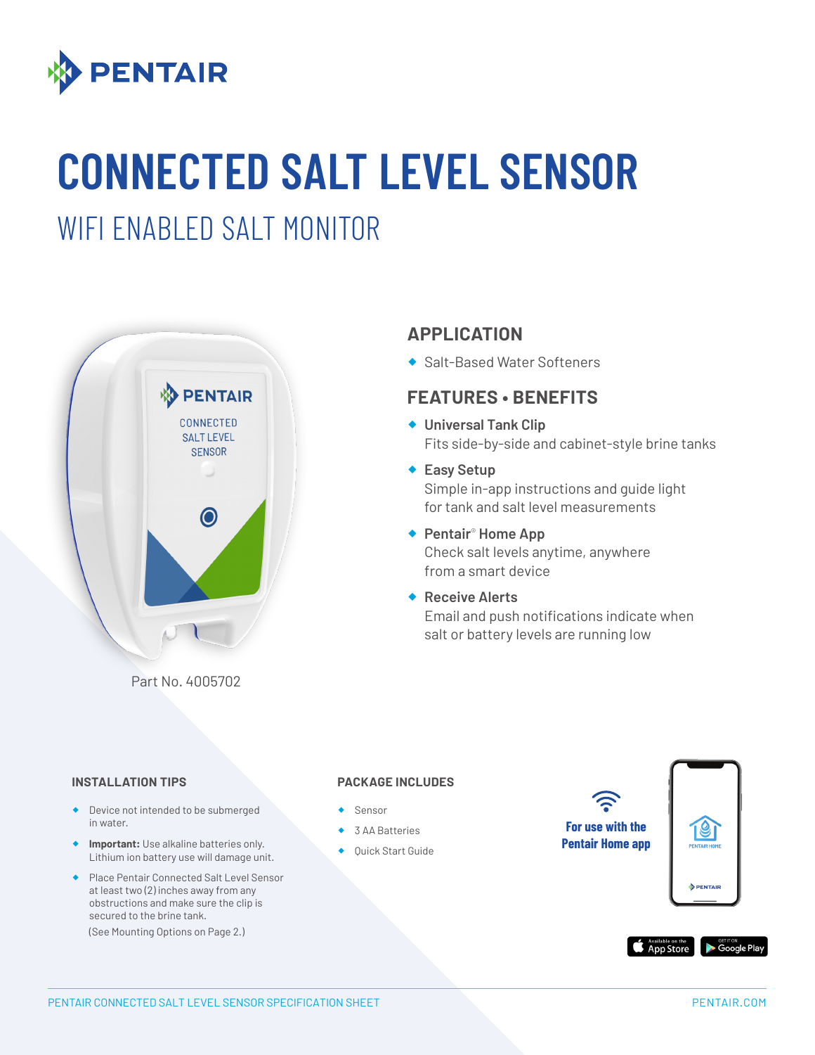# CONNECTED SALT LEVEL SENSOR

## WIFI ENABLED SALT MONITOR

Part No. 4005702

## APPLICATION

- Salt-Based Water Softeners

## FEATURES • BENEFITS

- **Universal Tank Clip**
  Fits side-by-side and cabinet-style brine tanks
- **Easy Setup**
  Simple in-app instructions and guide light for tank and salt level measurements
- **Pentair® Home App**
  Check salt levels anytime, anywhere from a smart device
- **Receive Alerts**
  Email and push notifications indicate when salt or battery levels are running low

### INSTALLATION TIPS

- Device not intended to be submerged in water.
- **Important:** Use alkaline batteries only. Lithium ion battery use will damage unit.
- Place Pentair Connected Salt Level Sensor at least two (2) inches away from any obstructions and make sure the clip is secured to the brine tank.
  (See Mounting Options on Page 2.)

### PACKAGE INCLUDES

- Sensor
- 3 AA Batteries
- Quick Start Guide

**For use with the Pentair Home app**

PENTAIR CONNECTED SALT LEVEL SENSOR SPECIFICATION SHEET

PENTAIR.COM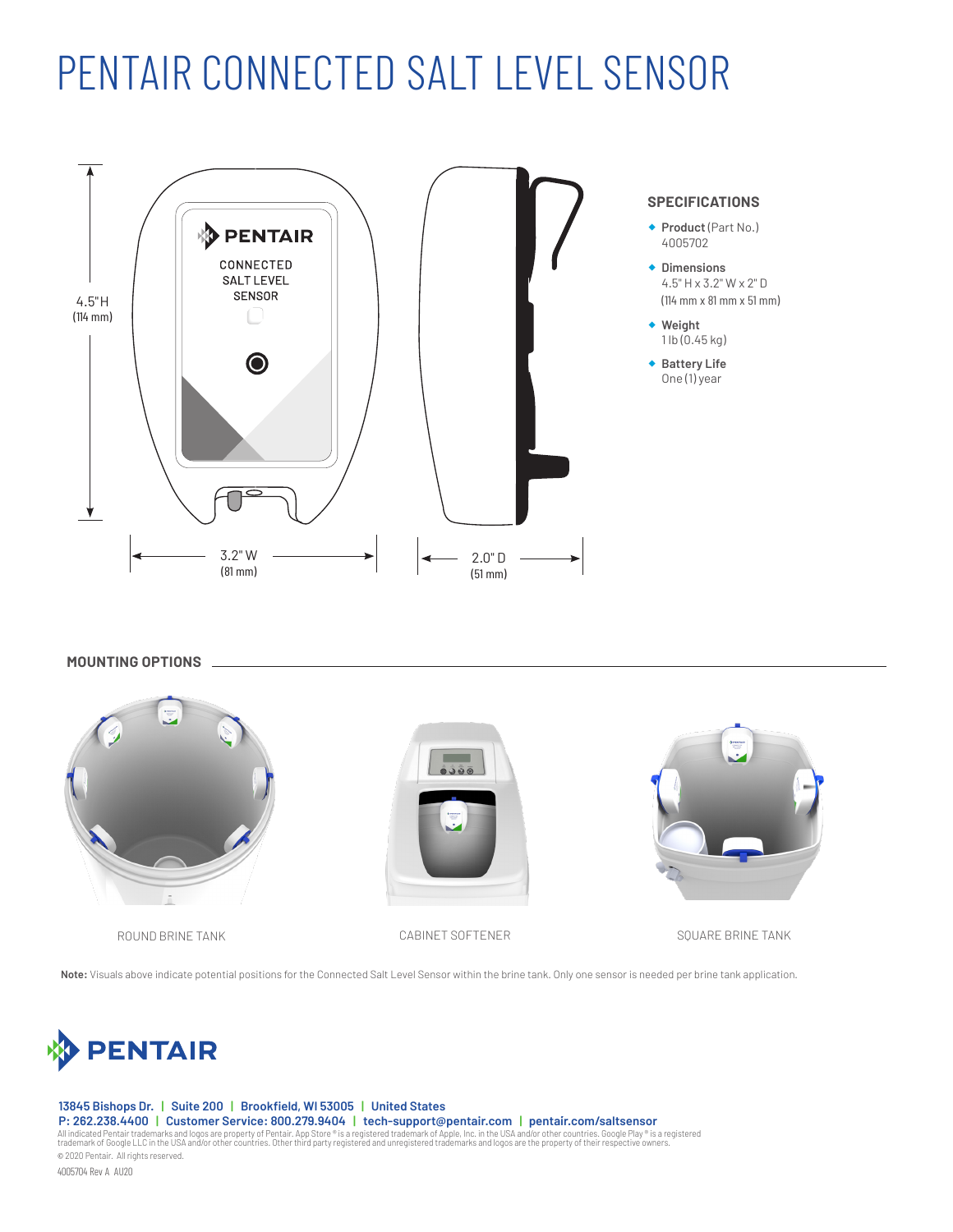# PENTAIR CONNECTED SALT LEVEL SENSOR

4.5" H
(114 mm)

3.2" W
(81 mm)

2.0" D
(51 mm)

PENTAIR
CONNECTED
SALT LEVEL
SENSOR

## SPECIFICATIONS

- **Product** (Part No.)
  4005702
- **Dimensions**
  4.5" H x 3.2" W x 2" D
  (114 mm x 81 mm x 51 mm)
- **Weight**
  1 lb (0.45 kg)
- **Battery Life**
  One (1) year

## MOUNTING OPTIONS

ROUND BRINE TANK

CABINET SOFTENER

SQUARE BRINE TANK

**Note:** Visuals above indicate potential positions for the Connected Salt Level Sensor within the brine tank. Only one sensor is needed per brine tank application.

PENTAIR

13845 Bishops Dr. | Suite 200 | Brookfield, WI 53005 | United States
P: 262.238.4400 | Customer Service: 800.279.9404 | tech-support@pentair.com | pentair.com/saltsensor

All indicated Pentair trademarks and logos are property of Pentair. App Store® is a registered trademark of Apple, Inc. in the USA and/or other countries. Google Play® is a registered trademark of Google LLC in the USA and/or other countries. Other third party registered and unregistered trademarks and logos are the property of their respective owners.

© 2020 Pentair. All rights reserved.

4005704 Rev A AU20